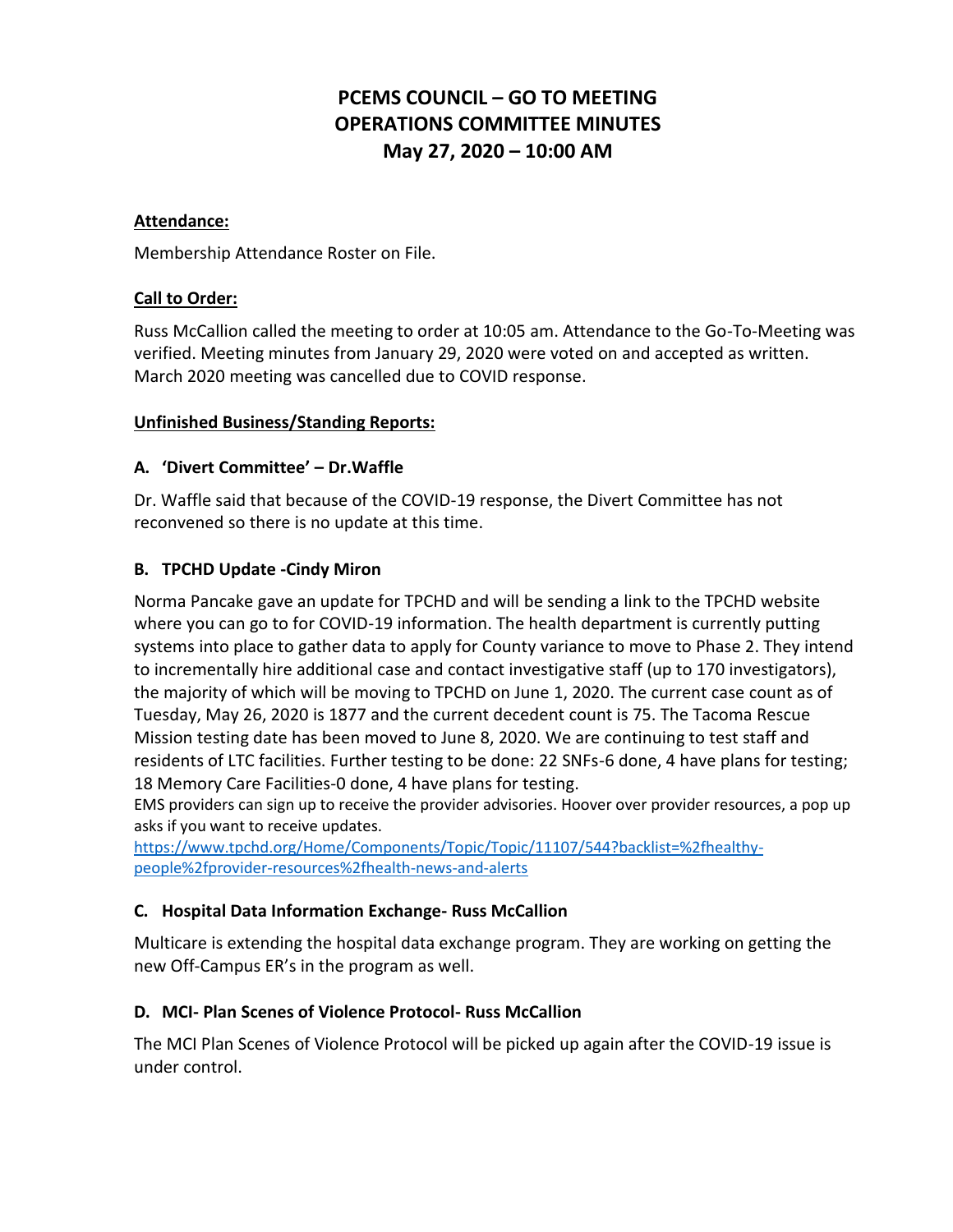# PCEMS COUNCIL – GO TO MEETING
# OPERATIONS COMMITTEE MINUTES
# May 27, 2020 – 10:00 AM

**Attendance:**

Membership Attendance Roster on File.

**Call to Order:**

Russ McCallion called the meeting to order at 10:05 am. Attendance to the Go-To-Meeting was verified. Meeting minutes from January 29, 2020 were voted on and accepted as written. March 2020 meeting was cancelled due to COVID response.

**Unfinished Business/Standing Reports:**

**A. 'Divert Committee' – Dr.Waffle**

Dr. Waffle said that because of the COVID-19 response, the Divert Committee has not reconvened so there is no update at this time.

**B. TPCHD Update -Cindy Miron**

Norma Pancake gave an update for TPCHD and will be sending a link to the TPCHD website where you can go to for COVID-19 information. The health department is currently putting systems into place to gather data to apply for County variance to move to Phase 2. They intend to incrementally hire additional case and contact investigative staff (up to 170 investigators), the majority of which will be moving to TPCHD on June 1, 2020. The current case count as of Tuesday, May 26, 2020 is 1877 and the current decedent count is 75. The Tacoma Rescue Mission testing date has been moved to June 8, 2020. We are continuing to test staff and residents of LTC facilities. Further testing to be done: 22 SNFs-6 done, 4 have plans for testing; 18 Memory Care Facilities-0 done, 4 have plans for testing.

EMS providers can sign up to receive the provider advisories. Hoover over provider resources, a pop up asks if you want to receive updates.

https://www.tpchd.org/Home/Components/Topic/Topic/11107/544?backlist=%2fhealthy-people%2fprovider-resources%2fhealth-news-and-alerts

**C. Hospital Data Information Exchange- Russ McCallion**

Multicare is extending the hospital data exchange program. They are working on getting the new Off-Campus ER's in the program as well.

**D. MCI- Plan Scenes of Violence Protocol- Russ McCallion**

The MCI Plan Scenes of Violence Protocol will be picked up again after the COVID-19 issue is under control.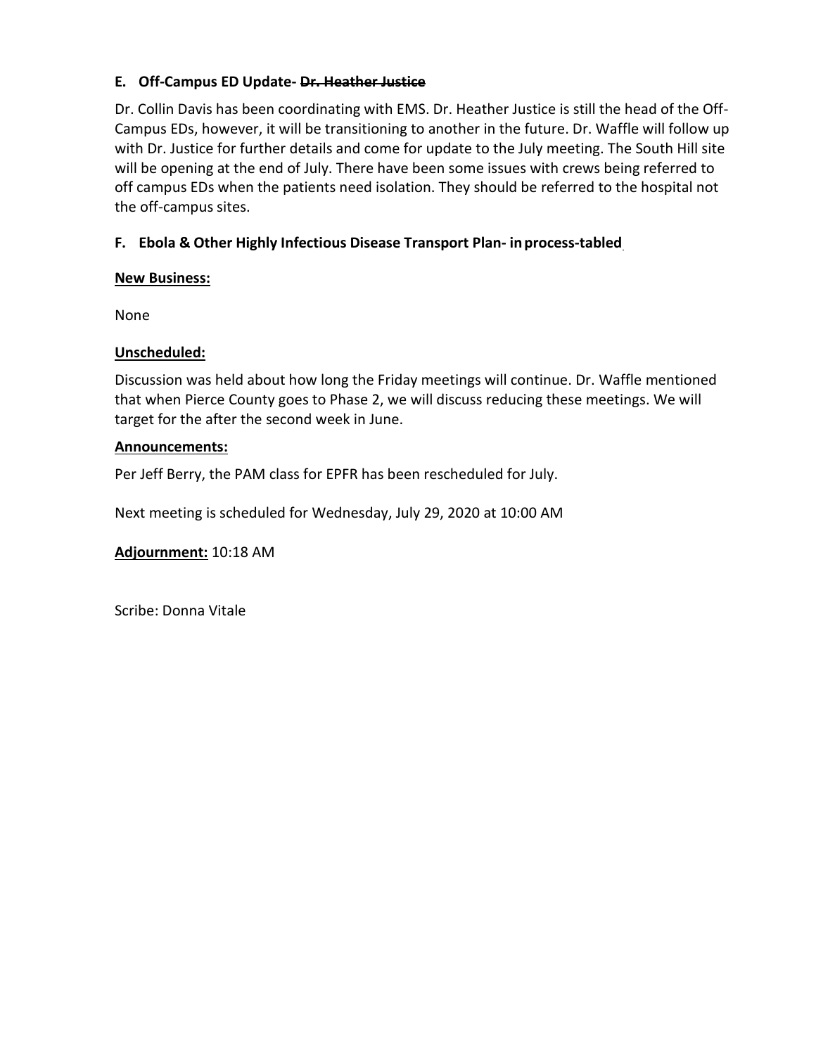**E. Off-Campus ED Update- ~~Dr. Heather Justice~~**

Dr. Collin Davis has been coordinating with EMS. Dr. Heather Justice is still the head of the Off-Campus EDs, however, it will be transitioning to another in the future. Dr. Waffle will follow up with Dr. Justice for further details and come for update to the July meeting. The South Hill site will be opening at the end of July. There have been some issues with crews being referred to off campus EDs when the patients need isolation. They should be referred to the hospital not the off-campus sites.

**F. Ebola & Other Highly Infectious Disease Transport Plan- in process-tabled**

**New Business:**

None

**Unscheduled:**

Discussion was held about how long the Friday meetings will continue. Dr. Waffle mentioned that when Pierce County goes to Phase 2, we will discuss reducing these meetings. We will target for the after the second week in June.

**Announcements:**

Per Jeff Berry, the PAM class for EPFR has been rescheduled for July.

Next meeting is scheduled for Wednesday, July 29, 2020 at 10:00 AM

**Adjournment:** 10:18 AM

Scribe: Donna Vitale